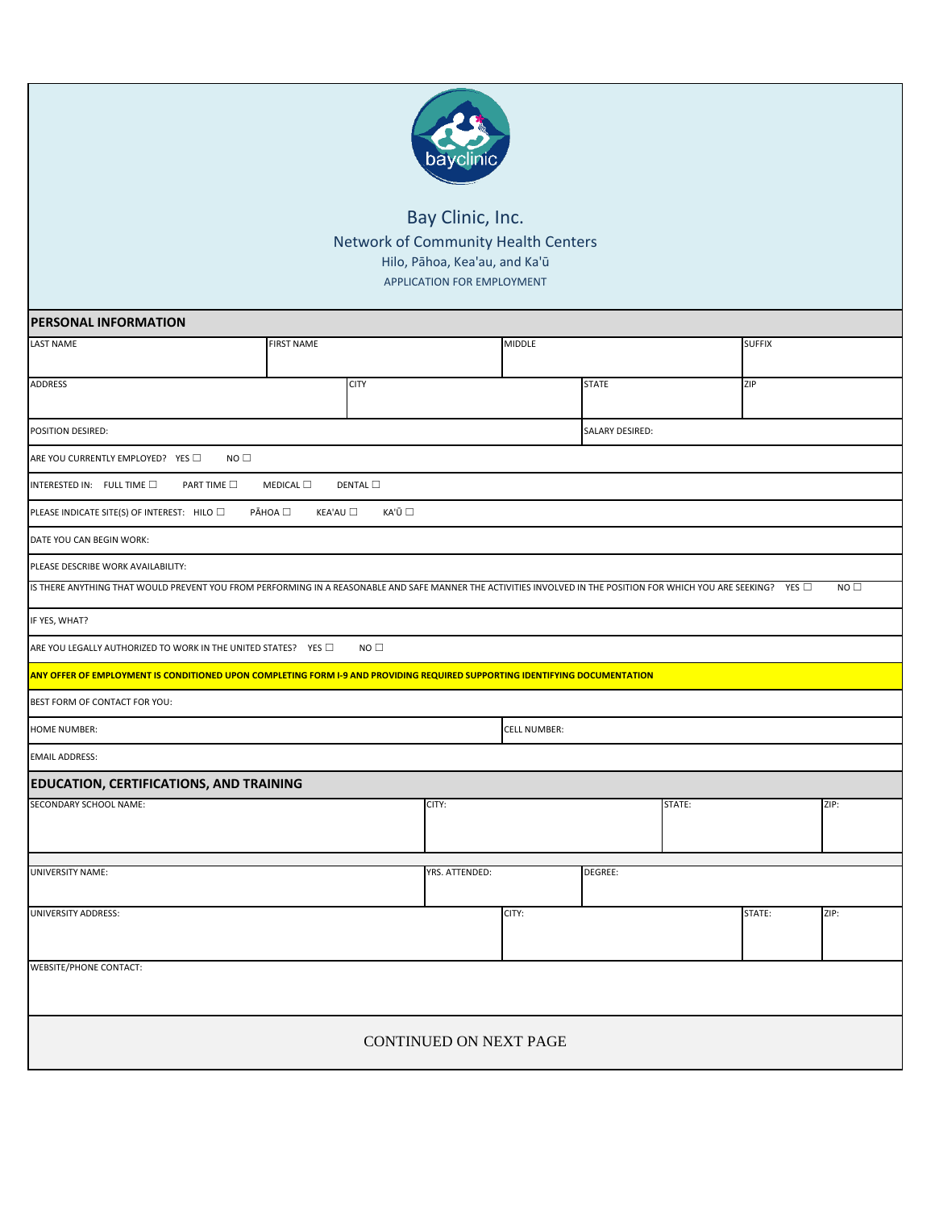# Bay Clinic, Inc.

## Network of Community Health Centers

Hilo, Pāhoa, Kea'au, and Ka'ū

APPLICATION FOR EMPLOYMENT

## PERSONAL INFORMATION

| LAST NAME | FIRST NAME | MIDDLE | SUFFIX |
|---|---|---|---|
| | | | |

| ADDRESS | CITY | STATE | ZIP |
|---|---|---|---|
| | | | |

| POSITION DESIRED: | SALARY DESIRED: |
|---|---|

ARE YOU CURRENTLY EMPLOYED? YES ☐ NO ☐

INTERESTED IN: FULL TIME ☐ PART TIME ☐ MEDICAL ☐ DENTAL ☐

PLEASE INDICATE SITE(S) OF INTEREST: HILO ☐ PĀHOA ☐ KEA'AU ☐ KA'Ū ☐

DATE YOU CAN BEGIN WORK:

PLEASE DESCRIBE WORK AVAILABILITY:

IS THERE ANYTHING THAT WOULD PREVENT YOU FROM PERFORMING IN A REASONABLE AND SAFE MANNER THE ACTIVITIES INVOLVED IN THE POSITION FOR WHICH YOU ARE SEEKING? YES ☐ NO ☐

IF YES, WHAT?

ARE YOU LEGALLY AUTHORIZED TO WORK IN THE UNITED STATES? YES ☐ NO ☐

**ANY OFFER OF EMPLOYMENT IS CONDITIONED UPON COMPLETING FORM I-9 AND PROVIDING REQUIRED SUPPORTING IDENTIFYING DOCUMENTATION**

BEST FORM OF CONTACT FOR YOU:

| HOME NUMBER: | CELL NUMBER: |
|---|---|

EMAIL ADDRESS:

## EDUCATION, CERTIFICATIONS, AND TRAINING

| SECONDARY SCHOOL NAME: | CITY: | STATE: | ZIP: |
|---|---|---|---|
| | | | |

| UNIVERSITY NAME: | YRS. ATTENDED: | DEGREE: |
|---|---|---|
| | | |

| UNIVERSITY ADDRESS: | CITY: | STATE: | ZIP: |
|---|---|---|---|
| | | | |

WEBSITE/PHONE CONTACT:

CONTINUED ON NEXT PAGE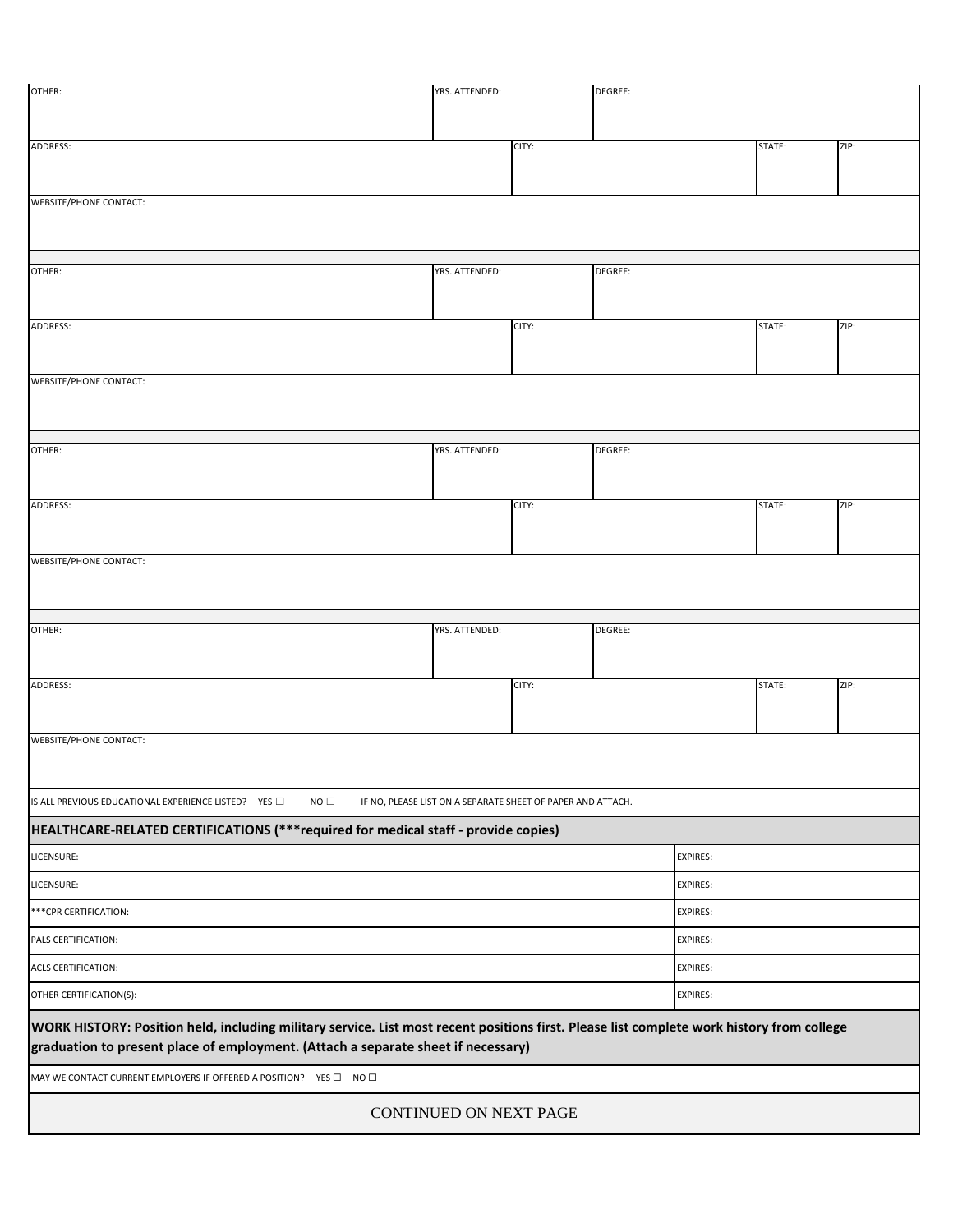| OTHER: | YRS. ATTENDED: | DEGREE: | | |
|---|---|---|---|---|
| ADDRESS: | | CITY: | STATE: | ZIP: |
| WEBSITE/PHONE CONTACT: | | | | |

| OTHER: | YRS. ATTENDED: | DEGREE: | | |
|---|---|---|---|---|
| ADDRESS: | | CITY: | STATE: | ZIP: |
| WEBSITE/PHONE CONTACT: | | | | |

| OTHER: | YRS. ATTENDED: | DEGREE: | | |
|---|---|---|---|---|
| ADDRESS: | | CITY: | STATE: | ZIP: |
| WEBSITE/PHONE CONTACT: | | | | |

| OTHER: | YRS. ATTENDED: | DEGREE: | | |
|---|---|---|---|---|
| ADDRESS: | | CITY: | STATE: | ZIP: |
| WEBSITE/PHONE CONTACT: | | | | |

IS ALL PREVIOUS EDUCATIONAL EXPERIENCE LISTED? YES ☐ NO ☐ IF NO, PLEASE LIST ON A SEPARATE SHEET OF PAPER AND ATTACH.

## HEALTHCARE-RELATED CERTIFICATIONS (***required for medical staff - provide copies)

| | |
|---|---|
| LICENSURE: | EXPIRES: |
| LICENSURE: | EXPIRES: |
| ***CPR CERTIFICATION: | EXPIRES: |
| PALS CERTIFICATION: | EXPIRES: |
| ACLS CERTIFICATION: | EXPIRES: |
| OTHER CERTIFICATION(S): | EXPIRES: |

## WORK HISTORY: Position held, including military service. List most recent positions first. Please list complete work history from college graduation to present place of employment. (Attach a separate sheet if necessary)

MAY WE CONTACT CURRENT EMPLOYERS IF OFFERED A POSITION? YES ☐ NO ☐

CONTINUED ON NEXT PAGE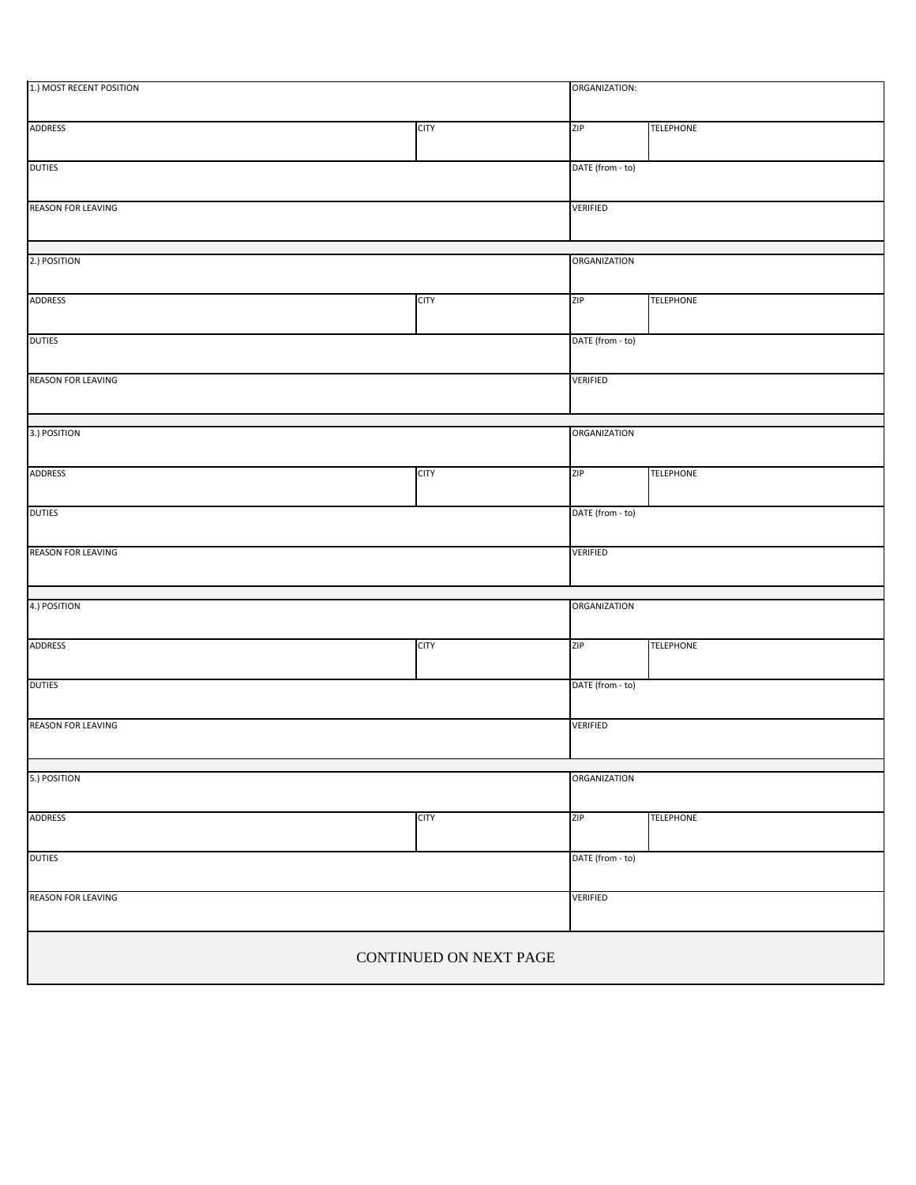| 1.) MOST RECENT POSITION | | ORGANIZATION: | |
|---|---|---|---|
| ADDRESS | CITY | ZIP | TELEPHONE |
| DUTIES | | DATE (from - to) | |
| REASON FOR LEAVING | | VERIFIED | |

| 2.) POSITION | | ORGANIZATION | |
|---|---|---|---|
| ADDRESS | CITY | ZIP | TELEPHONE |
| DUTIES | | DATE (from - to) | |
| REASON FOR LEAVING | | VERIFIED | |

| 3.) POSITION | | ORGANIZATION | |
|---|---|---|---|
| ADDRESS | CITY | ZIP | TELEPHONE |
| DUTIES | | DATE (from - to) | |
| REASON FOR LEAVING | | VERIFIED | |

| 4.) POSITION | | ORGANIZATION | |
|---|---|---|---|
| ADDRESS | CITY | ZIP | TELEPHONE |
| DUTIES | | DATE (from - to) | |
| REASON FOR LEAVING | | VERIFIED | |

| 5.) POSITION | | ORGANIZATION | |
|---|---|---|---|
| ADDRESS | CITY | ZIP | TELEPHONE |
| DUTIES | | DATE (from - to) | |
| REASON FOR LEAVING | | VERIFIED | |

CONTINUED ON NEXT PAGE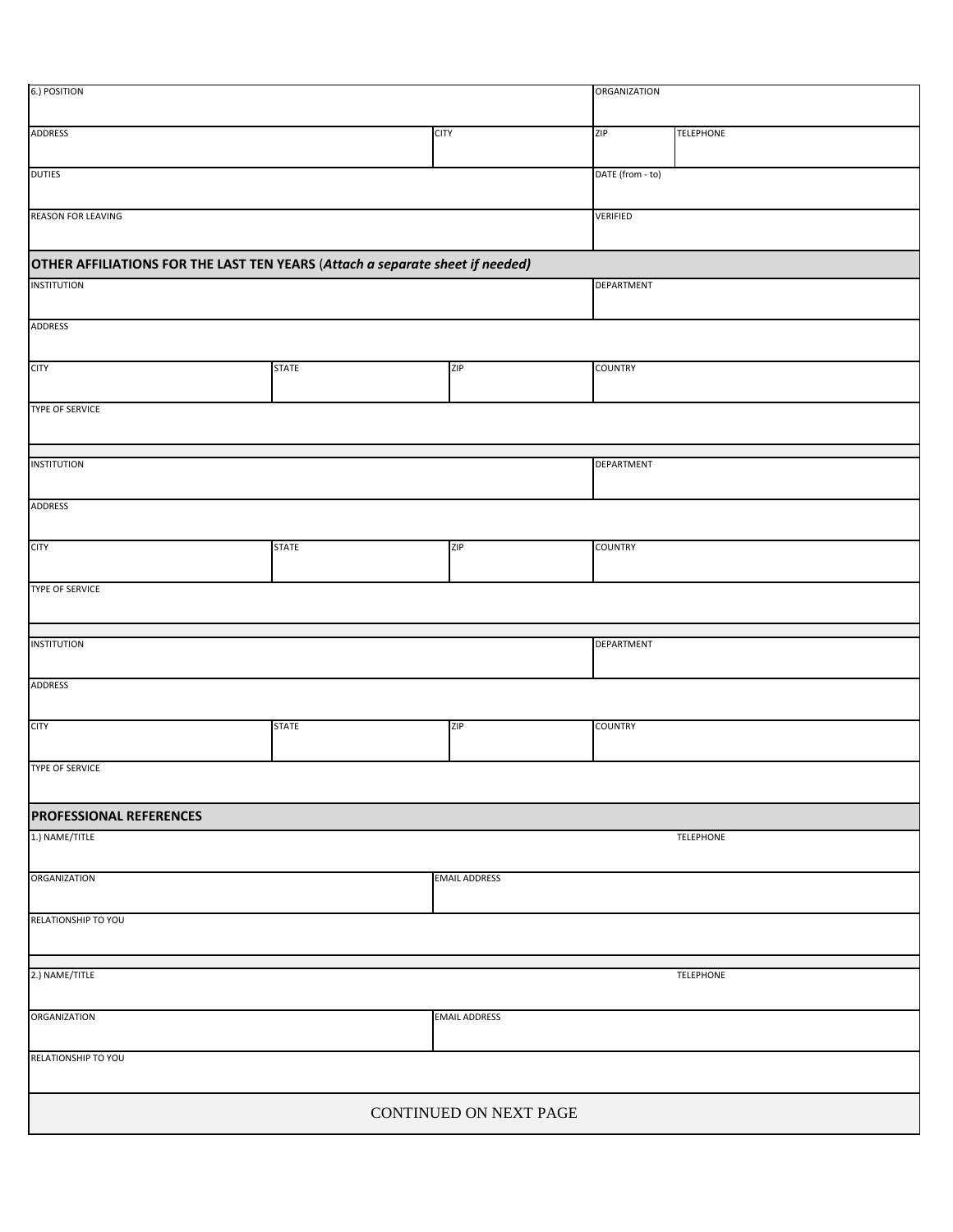| 6.) POSITION | | | ORGANIZATION | |
|---|---|---|---|---|
| ADDRESS | | CITY | ZIP | TELEPHONE |
| DUTIES | | | DATE (from - to) | |
| REASON FOR LEAVING | | | VERIFIED | |

## OTHER AFFILIATIONS FOR THE LAST TEN YEARS (*Attach a separate sheet if needed)*

| INSTITUTION | | | DEPARTMENT |
|---|---|---|---|
| ADDRESS | | | |
| CITY | STATE | ZIP | COUNTRY |
| TYPE OF SERVICE | | | |

| INSTITUTION | | | DEPARTMENT |
|---|---|---|---|
| ADDRESS | | | |
| CITY | STATE | ZIP | COUNTRY |
| TYPE OF SERVICE | | | |

| INSTITUTION | | | DEPARTMENT |
|---|---|---|---|
| ADDRESS | | | |
| CITY | STATE | ZIP | COUNTRY |
| TYPE OF SERVICE | | | |

## PROFESSIONAL REFERENCES

| 1.) NAME/TITLE | TELEPHONE |
|---|---|
| ORGANIZATION | EMAIL ADDRESS |
| RELATIONSHIP TO YOU | |

| 2.) NAME/TITLE | TELEPHONE |
|---|---|
| ORGANIZATION | EMAIL ADDRESS |
| RELATIONSHIP TO YOU | |

CONTINUED ON NEXT PAGE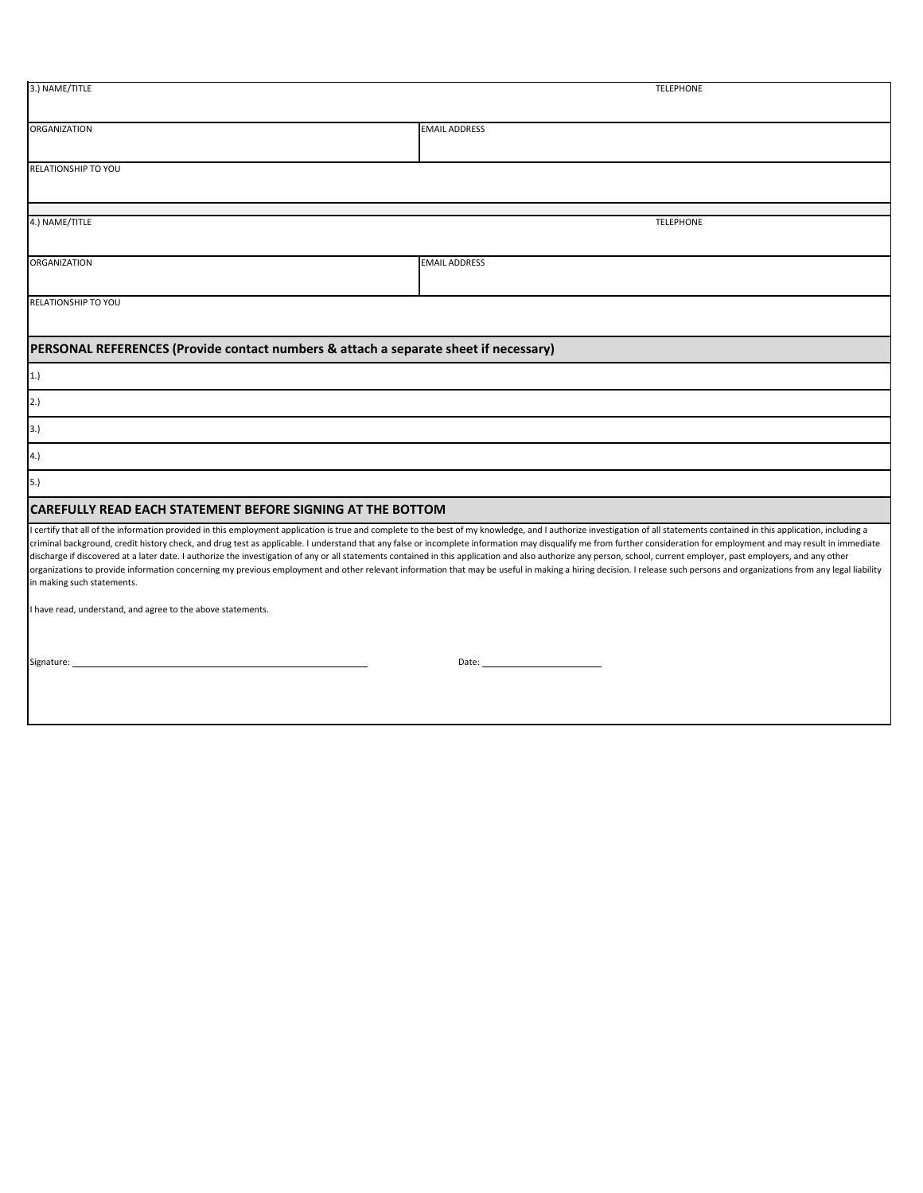| | |
|---|---|
| 3.) NAME/TITLE | TELEPHONE |
| ORGANIZATION | EMAIL ADDRESS |
| RELATIONSHIP TO YOU | |

| | |
|---|---|
| 4.) NAME/TITLE | TELEPHONE |
| ORGANIZATION | EMAIL ADDRESS |
| RELATIONSHIP TO YOU | |

## PERSONAL REFERENCES (Provide contact numbers & attach a separate sheet if necessary)

1.)

2.)

3.)

4.)

5.)

## CAREFULLY READ EACH STATEMENT BEFORE SIGNING AT THE BOTTOM

I certify that all of the information provided in this employment application is true and complete to the best of my knowledge, and I authorize investigation of all statements contained in this application, including a criminal background, credit history check, and drug test as applicable. I understand that any false or incomplete information may disqualify me from further consideration for employment and may result in immediate discharge if discovered at a later date. I authorize the investigation of any or all statements contained in this application and also authorize any person, school, current employer, past employers, and any other organizations to provide information concerning my previous employment and other relevant information that may be useful in making a hiring decision. I release such persons and organizations from any legal liability in making such statements.

I have read, understand, and agree to the above statements.

Signature: ______________________________ Date: ______________